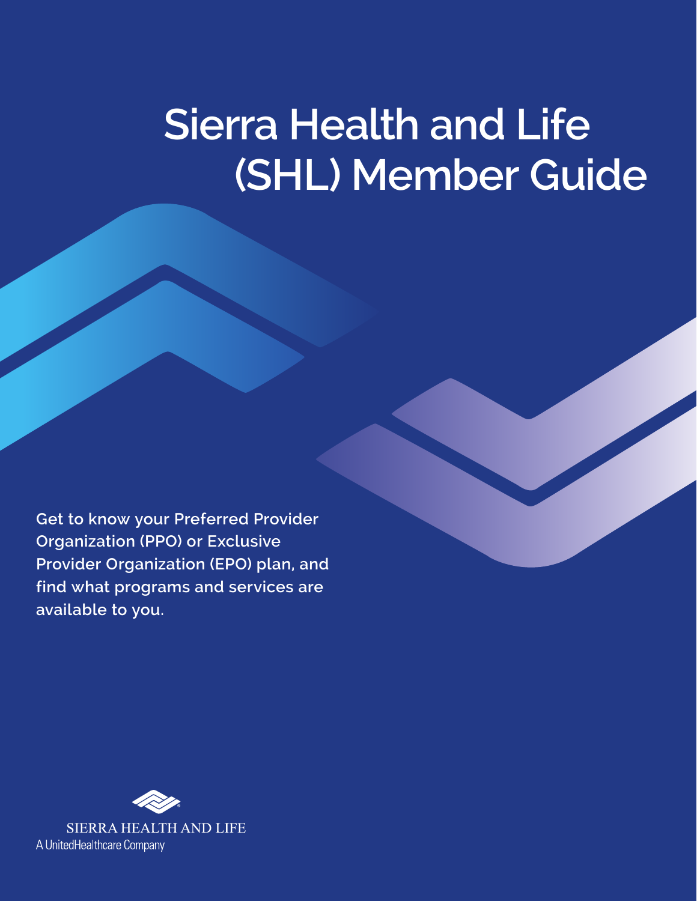# Sierra Health and Life (SHL) Member Guide

**Get to know your Preferred Provider Organization (PPO) or Exclusive Provider Organization (EPO) plan, and find what programs and services are available to you.**

SIERRA HEALTH AND LIFE
A UnitedHealthcare Company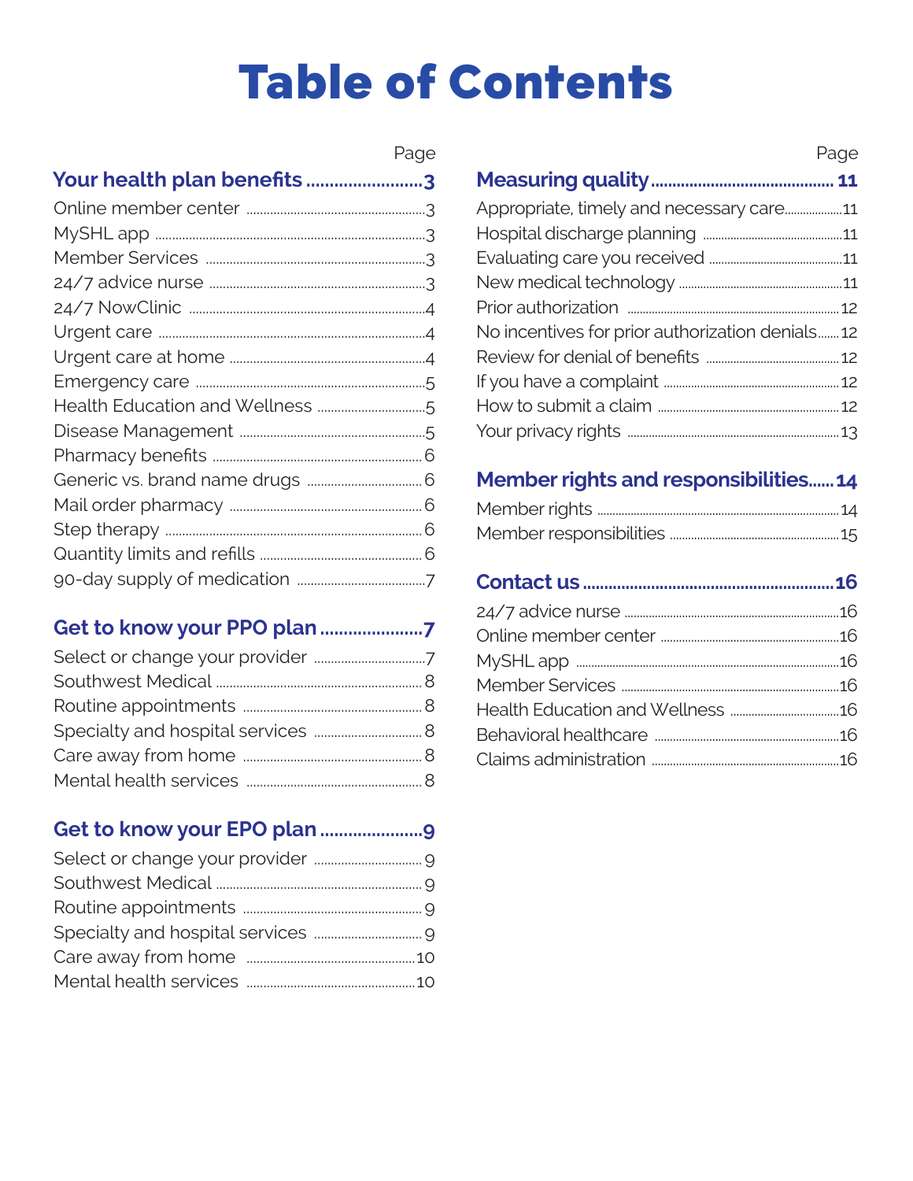# Table of Contents

| | Page |
|---|---|
| **Your health plan benefits** | **3** |
| Online member center | 3 |
| MySHL app | 3 |
| Member Services | 3 |
| 24/7 advice nurse | 3 |
| 24/7 NowClinic | 4 |
| Urgent care | 4 |
| Urgent care at home | 4 |
| Emergency care | 5 |
| Health Education and Wellness | 5 |
| Disease Management | 5 |
| Pharmacy benefits | 6 |
| Generic vs. brand name drugs | 6 |
| Mail order pharmacy | 6 |
| Step therapy | 6 |
| Quantity limits and refills | 6 |
| 90-day supply of medication | 7 |
| **Get to know your PPO plan** | **7** |
| Select or change your provider | 7 |
| Southwest Medical | 8 |
| Routine appointments | 8 |
| Specialty and hospital services | 8 |
| Care away from home | 8 |
| Mental health services | 8 |
| **Get to know your EPO plan** | **9** |
| Select or change your provider | 9 |
| Southwest Medical | 9 |
| Routine appointments | 9 |
| Specialty and hospital services | 9 |
| Care away from home | 10 |
| Mental health services | 10 |
| **Measuring quality** | **11** |
| Appropriate, timely and necessary care | 11 |
| Hospital discharge planning | 11 |
| Evaluating care you received | 11 |
| New medical technology | 11 |
| Prior authorization | 12 |
| No incentives for prior authorization denials | 12 |
| Review for denial of benefits | 12 |
| If you have a complaint | 12 |
| How to submit a claim | 12 |
| Your privacy rights | 13 |
| **Member rights and responsibilities** | **14** |
| Member rights | 14 |
| Member responsibilities | 15 |
| **Contact us** | **16** |
| 24/7 advice nurse | 16 |
| Online member center | 16 |
| MySHL app | 16 |
| Member Services | 16 |
| Health Education and Wellness | 16 |
| Behavioral healthcare | 16 |
| Claims administration | 16 |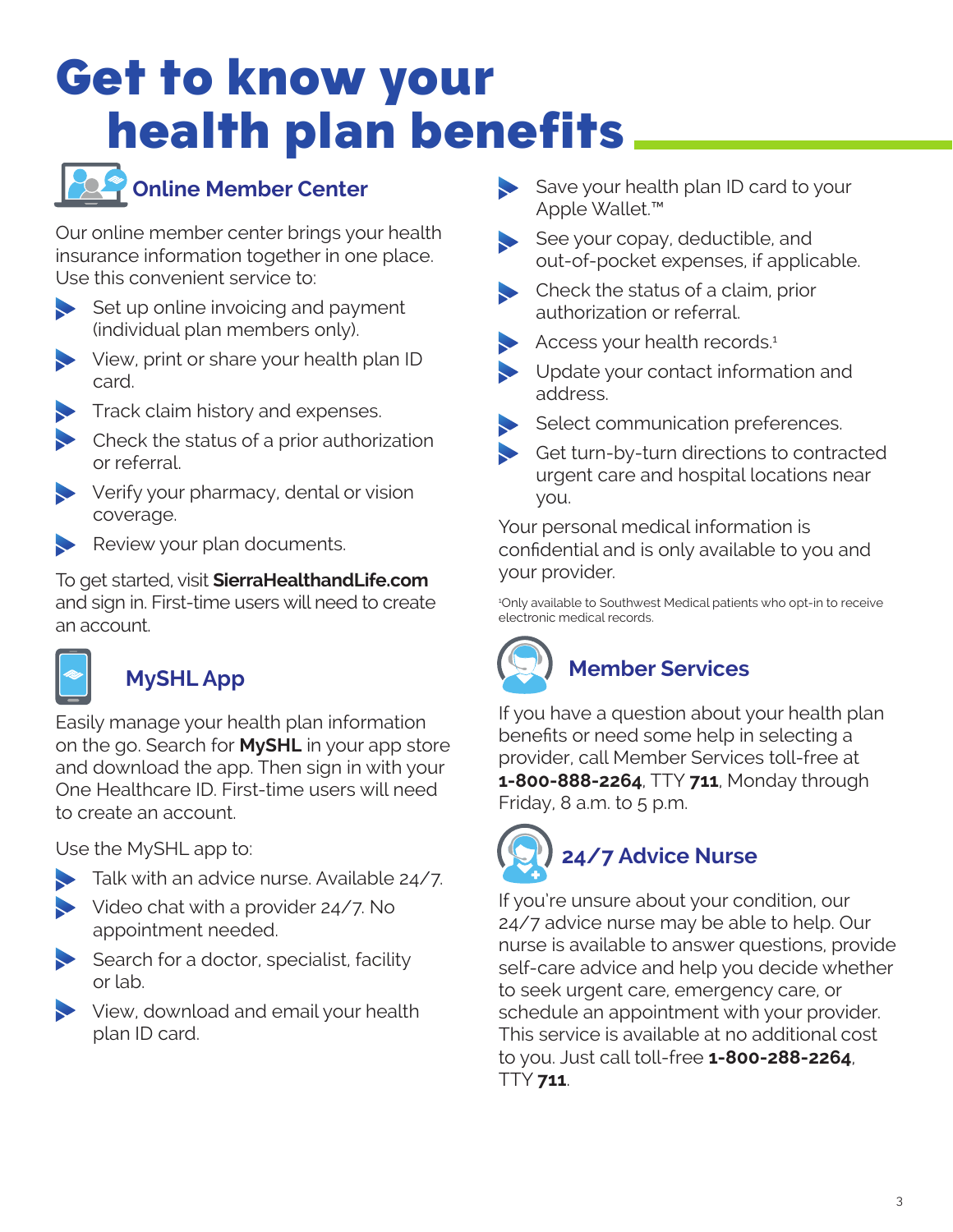# Get to know your health plan benefits

## Online Member Center

Our online member center brings your health insurance information together in one place. Use this convenient service to:

- Set up online invoicing and payment (individual plan members only).
- View, print or share your health plan ID card.
- Track claim history and expenses.
- Check the status of a prior authorization or referral.
- Verify your pharmacy, dental or vision coverage.
- Review your plan documents.

To get started, visit **SierraHealthandLife.com** and sign in. First-time users will need to create an account.

## MySHL App

Easily manage your health plan information on the go. Search for **MySHL** in your app store and download the app. Then sign in with your One Healthcare ID. First-time users will need to create an account.

Use the MySHL app to:

- Talk with an advice nurse. Available 24/7.
- Video chat with a provider 24/7. No appointment needed.
- Search for a doctor, specialist, facility or lab.
- View, download and email your health plan ID card.
- Save your health plan ID card to your Apple Wallet.™
- See your copay, deductible, and out-of-pocket expenses, if applicable.
- Check the status of a claim, prior authorization or referral.
- Access your health records.[1]
- Update your contact information and address.
- Select communication preferences.
- Get turn-by-turn directions to contracted urgent care and hospital locations near you.

Your personal medical information is confidential and is only available to you and your provider.

[1]Only available to Southwest Medical patients who opt-in to receive electronic medical records.

## Member Services

If you have a question about your health plan benefits or need some help in selecting a provider, call Member Services toll-free at **1-800-888-2264**, TTY **711**, Monday through Friday, 8 a.m. to 5 p.m.

## 24/7 Advice Nurse

If you're unsure about your condition, our 24/7 advice nurse may be able to help. Our nurse is available to answer questions, provide self-care advice and help you decide whether to seek urgent care, emergency care, or schedule an appointment with your provider. This service is available at no additional cost to you. Just call toll-free **1-800-288-2264**, TTY **711**.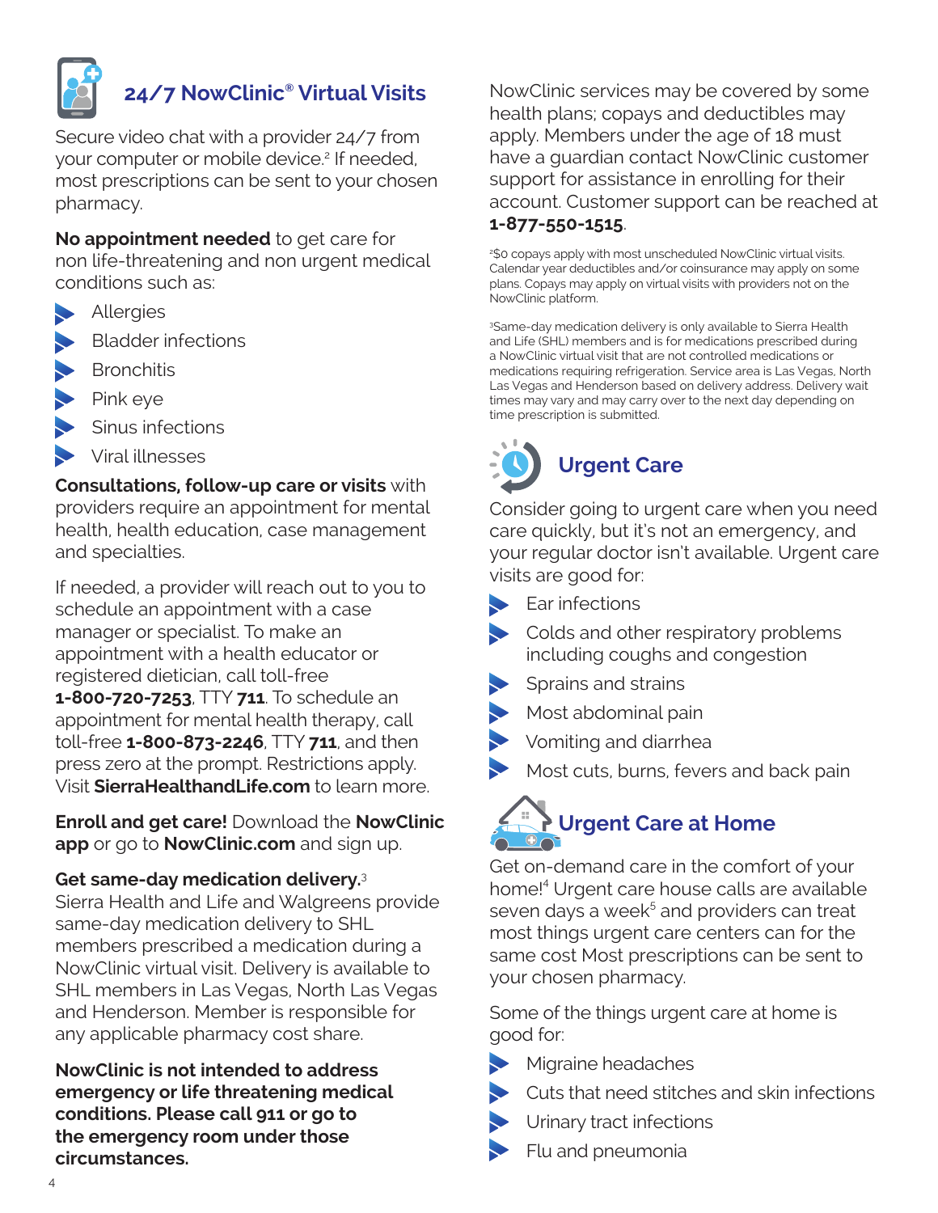## 24/7 NowClinic® Virtual Visits

Secure video chat with a provider 24/7 from your computer or mobile device.[2] If needed, most prescriptions can be sent to your chosen pharmacy.

**No appointment needed** to get care for non life-threatening and non urgent medical conditions such as:

- Allergies
- Bladder infections
- Bronchitis
- Pink eye
- Sinus infections
- Viral illnesses

**Consultations, follow-up care or visits** with providers require an appointment for mental health, health education, case management and specialties.

If needed, a provider will reach out to you to schedule an appointment with a case manager or specialist. To make an appointment with a health educator or registered dietician, call toll-free **1-800-720-7253**, TTY **711**. To schedule an appointment for mental health therapy, call toll-free **1-800-873-2246**, TTY **711**, and then press zero at the prompt. Restrictions apply. Visit **SierraHealthandLife.com** to learn more.

**Enroll and get care!** Download the **NowClinic app** or go to **NowClinic.com** and sign up.

**Get same-day medication delivery.**[3]
Sierra Health and Life and Walgreens provide same-day medication delivery to SHL members prescribed a medication during a NowClinic virtual visit. Delivery is available to SHL members in Las Vegas, North Las Vegas and Henderson. Member is responsible for any applicable pharmacy cost share.

**NowClinic is not intended to address emergency or life threatening medical conditions. Please call 911 or go to the emergency room under those circumstances.**

NowClinic services may be covered by some health plans; copays and deductibles may apply. Members under the age of 18 must have a guardian contact NowClinic customer support for assistance in enrolling for their account. Customer support can be reached at **1-877-550-1515**.

[2]$0 copays apply with most unscheduled NowClinic virtual visits. Calendar year deductibles and/or coinsurance may apply on some plans. Copays may apply on virtual visits with providers not on the NowClinic platform.

[3]Same-day medication delivery is only available to Sierra Health and Life (SHL) members and is for medications prescribed during a NowClinic virtual visit that are not controlled medications or medications requiring refrigeration. Service area is Las Vegas, North Las Vegas and Henderson based on delivery address. Delivery wait times may vary and may carry over to the next day depending on time prescription is submitted.

## Urgent Care

Consider going to urgent care when you need care quickly, but it's not an emergency, and your regular doctor isn't available. Urgent care visits are good for:

- Ear infections
- Colds and other respiratory problems including coughs and congestion
- Sprains and strains
- Most abdominal pain
- Vomiting and diarrhea
- Most cuts, burns, fevers and back pain

## Urgent Care at Home

Get on-demand care in the comfort of your home![4] Urgent care house calls are available seven days a week[5] and providers can treat most things urgent care centers can for the same cost Most prescriptions can be sent to your chosen pharmacy.

Some of the things urgent care at home is good for:

- Migraine headaches
- Cuts that need stitches and skin infections
- Urinary tract infections
- Flu and pneumonia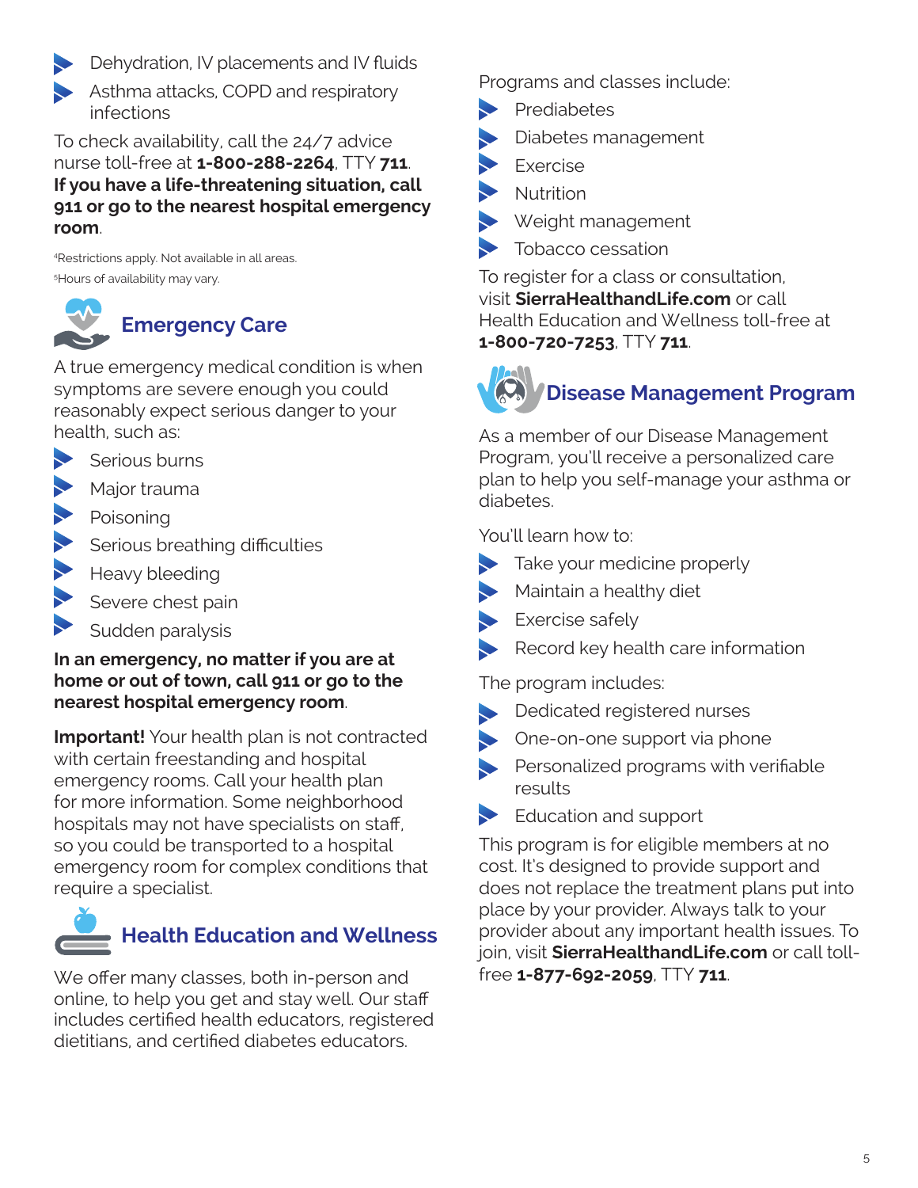- Dehydration, IV placements and IV fluids
- Asthma attacks, COPD and respiratory infections

To check availability, call the 24/7 advice nurse toll-free at **1-800-288-2264**, TTY **711**. **If you have a life-threatening situation, call 911 or go to the nearest hospital emergency room**.

[4]Restrictions apply. Not available in all areas.

[5]Hours of availability may vary.

## Emergency Care

A true emergency medical condition is when symptoms are severe enough you could reasonably expect serious danger to your health, such as:

- Serious burns
- Major trauma
- Poisoning
- Serious breathing difficulties
- Heavy bleeding
- Severe chest pain
- Sudden paralysis

**In an emergency, no matter if you are at home or out of town, call 911 or go to the nearest hospital emergency room**.

**Important!** Your health plan is not contracted with certain freestanding and hospital emergency rooms. Call your health plan for more information. Some neighborhood hospitals may not have specialists on staff, so you could be transported to a hospital emergency room for complex conditions that require a specialist.

## Health Education and Wellness

We offer many classes, both in-person and online, to help you get and stay well. Our staff includes certified health educators, registered dietitians, and certified diabetes educators.

Programs and classes include:

- Prediabetes
- Diabetes management
- Exercise
- Nutrition
- Weight management
- Tobacco cessation

To register for a class or consultation, visit **SierraHealthandLife.com** or call Health Education and Wellness toll-free at **1-800-720-7253**, TTY **711**.

## Disease Management Program

As a member of our Disease Management Program, you'll receive a personalized care plan to help you self-manage your asthma or diabetes.

You'll learn how to:

- Take your medicine properly
- Maintain a healthy diet
- Exercise safely
- Record key health care information

The program includes:

- Dedicated registered nurses
- One-on-one support via phone
- Personalized programs with verifiable results
- Education and support

This program is for eligible members at no cost. It's designed to provide support and does not replace the treatment plans put into place by your provider. Always talk to your provider about any important health issues. To join, visit **SierraHealthandLife.com** or call toll-free **1-877-692-2059**, TTY **711**.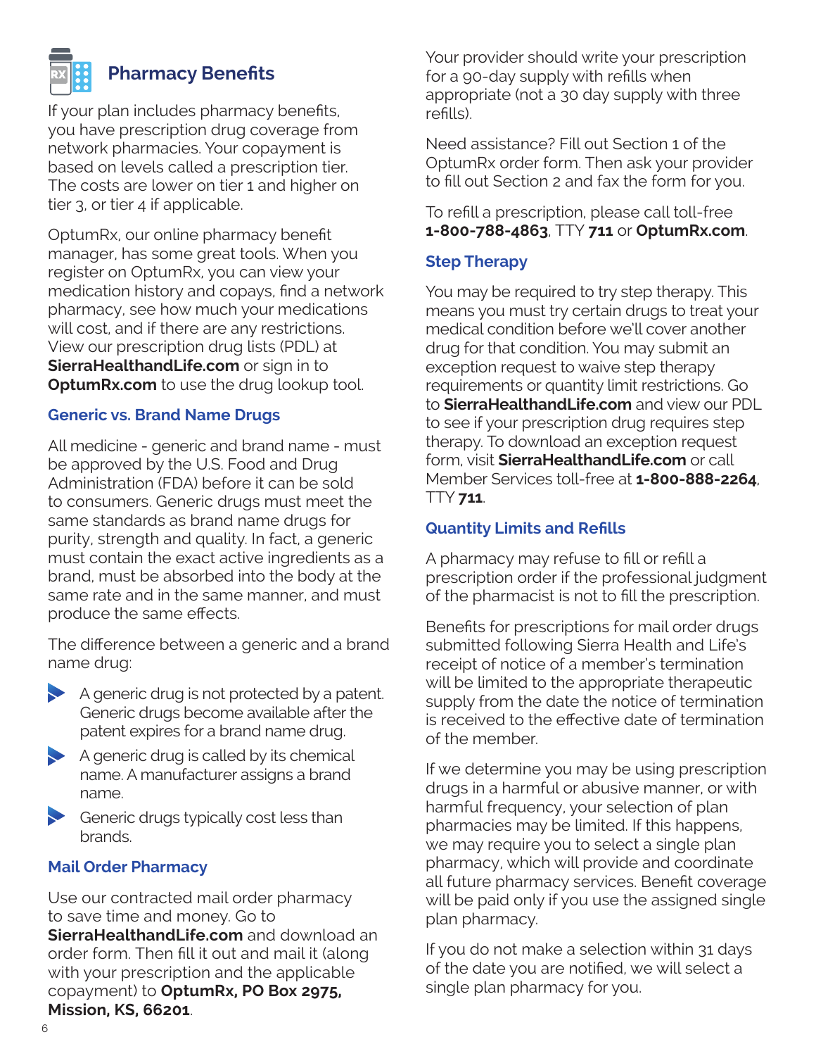# Pharmacy Benefits

If your plan includes pharmacy benefits, you have prescription drug coverage from network pharmacies. Your copayment is based on levels called a prescription tier. The costs are lower on tier 1 and higher on tier 3, or tier 4 if applicable.

OptumRx, our online pharmacy benefit manager, has some great tools. When you register on OptumRx, you can view your medication history and copays, find a network pharmacy, see how much your medications will cost, and if there are any restrictions. View our prescription drug lists (PDL) at **SierraHealthandLife.com** or sign in to **OptumRx.com** to use the drug lookup tool.

## Generic vs. Brand Name Drugs

All medicine - generic and brand name - must be approved by the U.S. Food and Drug Administration (FDA) before it can be sold to consumers. Generic drugs must meet the same standards as brand name drugs for purity, strength and quality. In fact, a generic must contain the exact active ingredients as a brand, must be absorbed into the body at the same rate and in the same manner, and must produce the same effects.

The difference between a generic and a brand name drug:

- A generic drug is not protected by a patent. Generic drugs become available after the patent expires for a brand name drug.
- A generic drug is called by its chemical name. A manufacturer assigns a brand name.
- Generic drugs typically cost less than brands.

## Mail Order Pharmacy

Use our contracted mail order pharmacy to save time and money. Go to **SierraHealthandLife.com** and download an order form. Then fill it out and mail it (along with your prescription and the applicable copayment) to **OptumRx, PO Box 2975, Mission, KS, 66201**.

Your provider should write your prescription for a 90-day supply with refills when appropriate (not a 30 day supply with three refills).

Need assistance? Fill out Section 1 of the OptumRx order form. Then ask your provider to fill out Section 2 and fax the form for you.

To refill a prescription, please call toll-free **1-800-788-4863**, TTY **711** or **OptumRx.com**.

## Step Therapy

You may be required to try step therapy. This means you must try certain drugs to treat your medical condition before we'll cover another drug for that condition. You may submit an exception request to waive step therapy requirements or quantity limit restrictions. Go to **SierraHealthandLife.com** and view our PDL to see if your prescription drug requires step therapy. To download an exception request form, visit **SierraHealthandLife.com** or call Member Services toll-free at **1-800-888-2264**, TTY **711**.

## Quantity Limits and Refills

A pharmacy may refuse to fill or refill a prescription order if the professional judgment of the pharmacist is not to fill the prescription.

Benefits for prescriptions for mail order drugs submitted following Sierra Health and Life's receipt of notice of a member's termination will be limited to the appropriate therapeutic supply from the date the notice of termination is received to the effective date of termination of the member.

If we determine you may be using prescription drugs in a harmful or abusive manner, or with harmful frequency, your selection of plan pharmacies may be limited. If this happens, we may require you to select a single plan pharmacy, which will provide and coordinate all future pharmacy services. Benefit coverage will be paid only if you use the assigned single plan pharmacy.

If you do not make a selection within 31 days of the date you are notified, we will select a single plan pharmacy for you.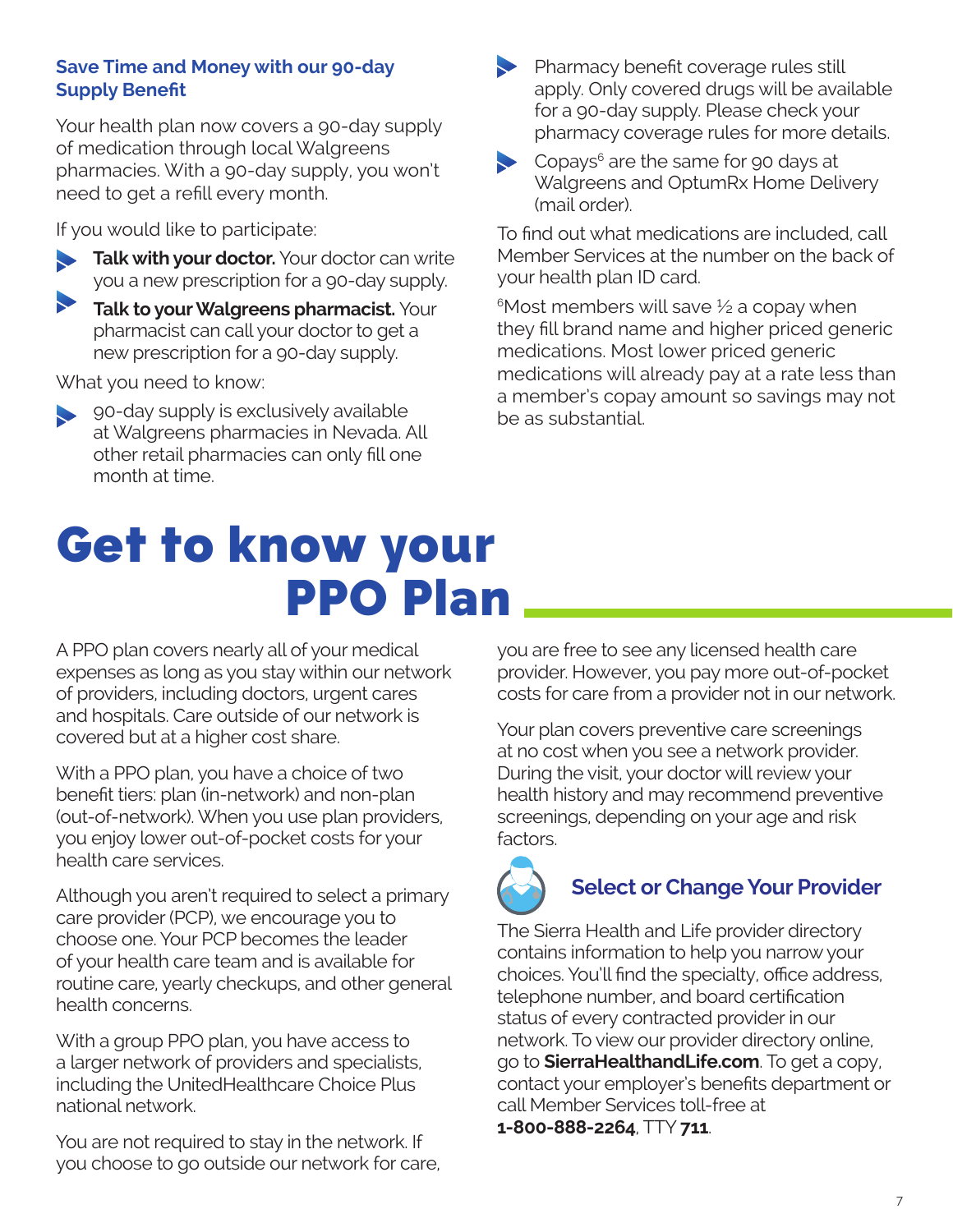### Save Time and Money with our 90-day Supply Benefit

Your health plan now covers a 90-day supply of medication through local Walgreens pharmacies. With a 90-day supply, you won't need to get a refill every month.

If you would like to participate:

- **Talk with your doctor.** Your doctor can write you a new prescription for a 90-day supply.
- **Talk to your Walgreens pharmacist.** Your pharmacist can call your doctor to get a new prescription for a 90-day supply.

What you need to know:

- 90-day supply is exclusively available at Walgreens pharmacies in Nevada. All other retail pharmacies can only fill one month at time.
- Pharmacy benefit coverage rules still apply. Only covered drugs will be available for a 90-day supply. Please check your pharmacy coverage rules for more details.
- Copays[6] are the same for 90 days at Walgreens and OptumRx Home Delivery (mail order).

To find out what medications are included, call Member Services at the number on the back of your health plan ID card.

[6]Most members will save ½ a copay when they fill brand name and higher priced generic medications. Most lower priced generic medications will already pay at a rate less than a member's copay amount so savings may not be as substantial.

# Get to know your PPO Plan

A PPO plan covers nearly all of your medical expenses as long as you stay within our network of providers, including doctors, urgent cares and hospitals. Care outside of our network is covered but at a higher cost share.

With a PPO plan, you have a choice of two benefit tiers: plan (in-network) and non-plan (out-of-network). When you use plan providers, you enjoy lower out-of-pocket costs for your health care services.

Although you aren't required to select a primary care provider (PCP), we encourage you to choose one. Your PCP becomes the leader of your health care team and is available for routine care, yearly checkups, and other general health concerns.

With a group PPO plan, you have access to a larger network of providers and specialists, including the UnitedHealthcare Choice Plus national network.

You are not required to stay in the network. If you choose to go outside our network for care, you are free to see any licensed health care provider. However, you pay more out-of-pocket costs for care from a provider not in our network.

Your plan covers preventive care screenings at no cost when you see a network provider. During the visit, your doctor will review your health history and may recommend preventive screenings, depending on your age and risk factors.

### Select or Change Your Provider

The Sierra Health and Life provider directory contains information to help you narrow your choices. You'll find the specialty, office address, telephone number, and board certification status of every contracted provider in our network. To view our provider directory online, go to **SierraHealthandLife.com**. To get a copy, contact your employer's benefits department or call Member Services toll-free at **1-800-888-2264**, TTY **711**.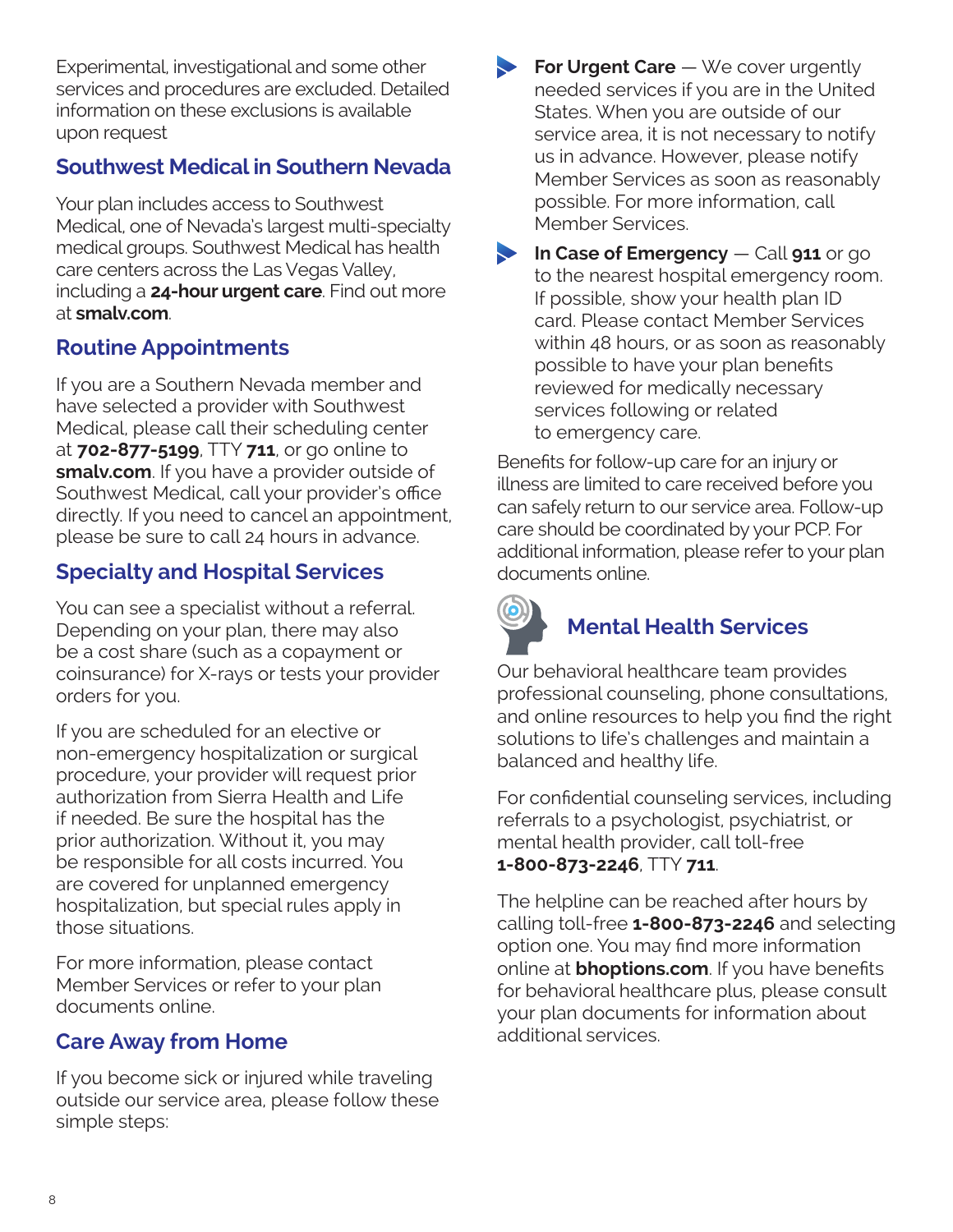Experimental, investigational and some other services and procedures are excluded. Detailed information on these exclusions is available upon request

## Southwest Medical in Southern Nevada

Your plan includes access to Southwest Medical, one of Nevada's largest multi-specialty medical groups. Southwest Medical has health care centers across the Las Vegas Valley, including a **24-hour urgent care**. Find out more at **smalv.com**.

## Routine Appointments

If you are a Southern Nevada member and have selected a provider with Southwest Medical, please call their scheduling center at **702-877-5199**, TTY **711**, or go online to **smalv.com**. If you have a provider outside of Southwest Medical, call your provider's office directly. If you need to cancel an appointment, please be sure to call 24 hours in advance.

## Specialty and Hospital Services

You can see a specialist without a referral. Depending on your plan, there may also be a cost share (such as a copayment or coinsurance) for X-rays or tests your provider orders for you.

If you are scheduled for an elective or non-emergency hospitalization or surgical procedure, your provider will request prior authorization from Sierra Health and Life if needed. Be sure the hospital has the prior authorization. Without it, you may be responsible for all costs incurred. You are covered for unplanned emergency hospitalization, but special rules apply in those situations.

For more information, please contact Member Services or refer to your plan documents online.

## Care Away from Home

If you become sick or injured while traveling outside our service area, please follow these simple steps:

- **For Urgent Care** — We cover urgently needed services if you are in the United States. When you are outside of our service area, it is not necessary to notify us in advance. However, please notify Member Services as soon as reasonably possible. For more information, call Member Services.
- **In Case of Emergency** — Call **911** or go to the nearest hospital emergency room. If possible, show your health plan ID card. Please contact Member Services within 48 hours, or as soon as reasonably possible to have your plan benefits reviewed for medically necessary services following or related to emergency care.

Benefits for follow-up care for an injury or illness are limited to care received before you can safely return to our service area. Follow-up care should be coordinated by your PCP. For additional information, please refer to your plan documents online.

## Mental Health Services

Our behavioral healthcare team provides professional counseling, phone consultations, and online resources to help you find the right solutions to life's challenges and maintain a balanced and healthy life.

For confidential counseling services, including referrals to a psychologist, psychiatrist, or mental health provider, call toll-free **1-800-873-2246**, TTY **711**.

The helpline can be reached after hours by calling toll-free **1-800-873-2246** and selecting option one. You may find more information online at **bhoptions.com**. If you have benefits for behavioral healthcare plus, please consult your plan documents for information about additional services.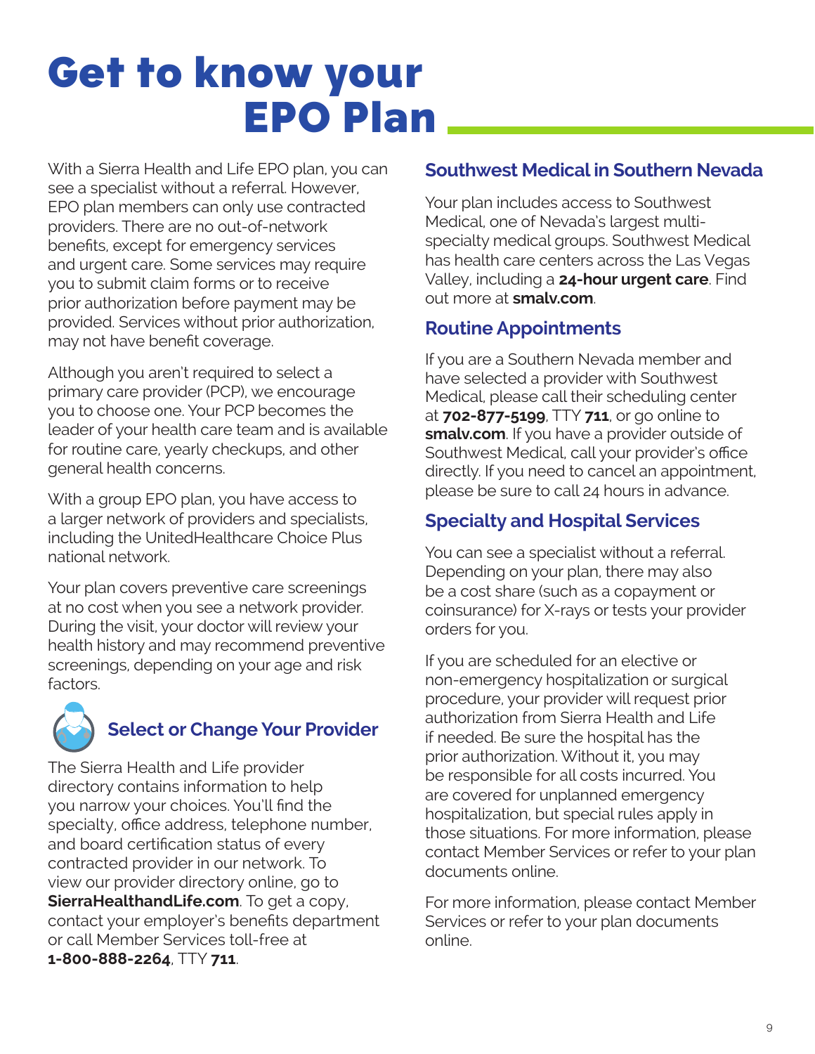# Get to know your EPO Plan

With a Sierra Health and Life EPO plan, you can see a specialist without a referral. However, EPO plan members can only use contracted providers. There are no out-of-network benefits, except for emergency services and urgent care. Some services may require you to submit claim forms or to receive prior authorization before payment may be provided. Services without prior authorization, may not have benefit coverage.

Although you aren't required to select a primary care provider (PCP), we encourage you to choose one. Your PCP becomes the leader of your health care team and is available for routine care, yearly checkups, and other general health concerns.

With a group EPO plan, you have access to a larger network of providers and specialists, including the UnitedHealthcare Choice Plus national network.

Your plan covers preventive care screenings at no cost when you see a network provider. During the visit, your doctor will review your health history and may recommend preventive screenings, depending on your age and risk factors.

## Select or Change Your Provider

The Sierra Health and Life provider directory contains information to help you narrow your choices. You'll find the specialty, office address, telephone number, and board certification status of every contracted provider in our network. To view our provider directory online, go to **SierraHealthandLife.com**. To get a copy, contact your employer's benefits department or call Member Services toll-free at **1-800-888-2264**, TTY **711**.

## Southwest Medical in Southern Nevada

Your plan includes access to Southwest Medical, one of Nevada's largest multi-specialty medical groups. Southwest Medical has health care centers across the Las Vegas Valley, including a **24-hour urgent care**. Find out more at **smalv.com**.

## Routine Appointments

If you are a Southern Nevada member and have selected a provider with Southwest Medical, please call their scheduling center at **702-877-5199**, TTY **711**, or go online to **smalv.com**. If you have a provider outside of Southwest Medical, call your provider's office directly. If you need to cancel an appointment, please be sure to call 24 hours in advance.

## Specialty and Hospital Services

You can see a specialist without a referral. Depending on your plan, there may also be a cost share (such as a copayment or coinsurance) for X-rays or tests your provider orders for you.

If you are scheduled for an elective or non-emergency hospitalization or surgical procedure, your provider will request prior authorization from Sierra Health and Life if needed. Be sure the hospital has the prior authorization. Without it, you may be responsible for all costs incurred. You are covered for unplanned emergency hospitalization, but special rules apply in those situations. For more information, please contact Member Services or refer to your plan documents online.

For more information, please contact Member Services or refer to your plan documents online.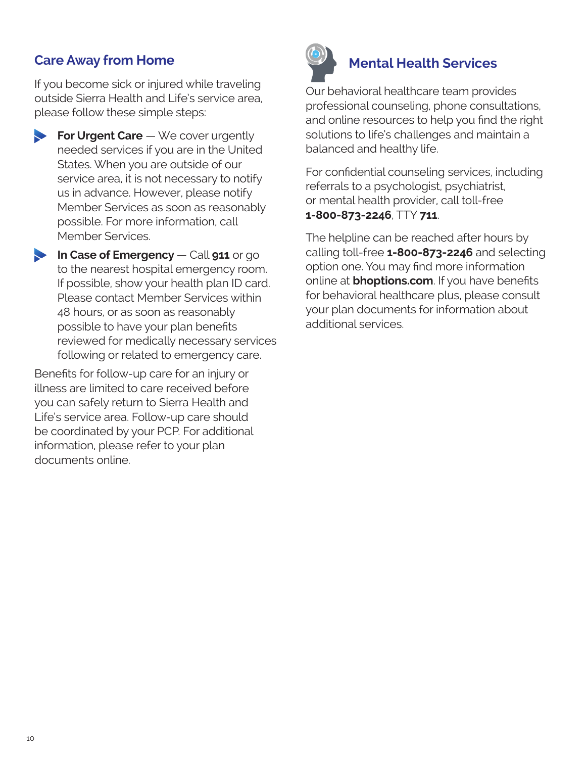## Care Away from Home

If you become sick or injured while traveling outside Sierra Health and Life's service area, please follow these simple steps:

- **For Urgent Care** — We cover urgently needed services if you are in the United States. When you are outside of our service area, it is not necessary to notify us in advance. However, please notify Member Services as soon as reasonably possible. For more information, call Member Services.
- **In Case of Emergency** — Call **911** or go to the nearest hospital emergency room. If possible, show your health plan ID card. Please contact Member Services within 48 hours, or as soon as reasonably possible to have your plan benefits reviewed for medically necessary services following or related to emergency care.

Benefits for follow-up care for an injury or illness are limited to care received before you can safely return to Sierra Health and Life's service area. Follow-up care should be coordinated by your PCP. For additional information, please refer to your plan documents online.

## Mental Health Services

Our behavioral healthcare team provides professional counseling, phone consultations, and online resources to help you find the right solutions to life's challenges and maintain a balanced and healthy life.

For confidential counseling services, including referrals to a psychologist, psychiatrist, or mental health provider, call toll-free **1-800-873-2246**, TTY **711**.

The helpline can be reached after hours by calling toll-free **1-800-873-2246** and selecting option one. You may find more information online at **bhoptions.com**. If you have benefits for behavioral healthcare plus, please consult your plan documents for information about additional services.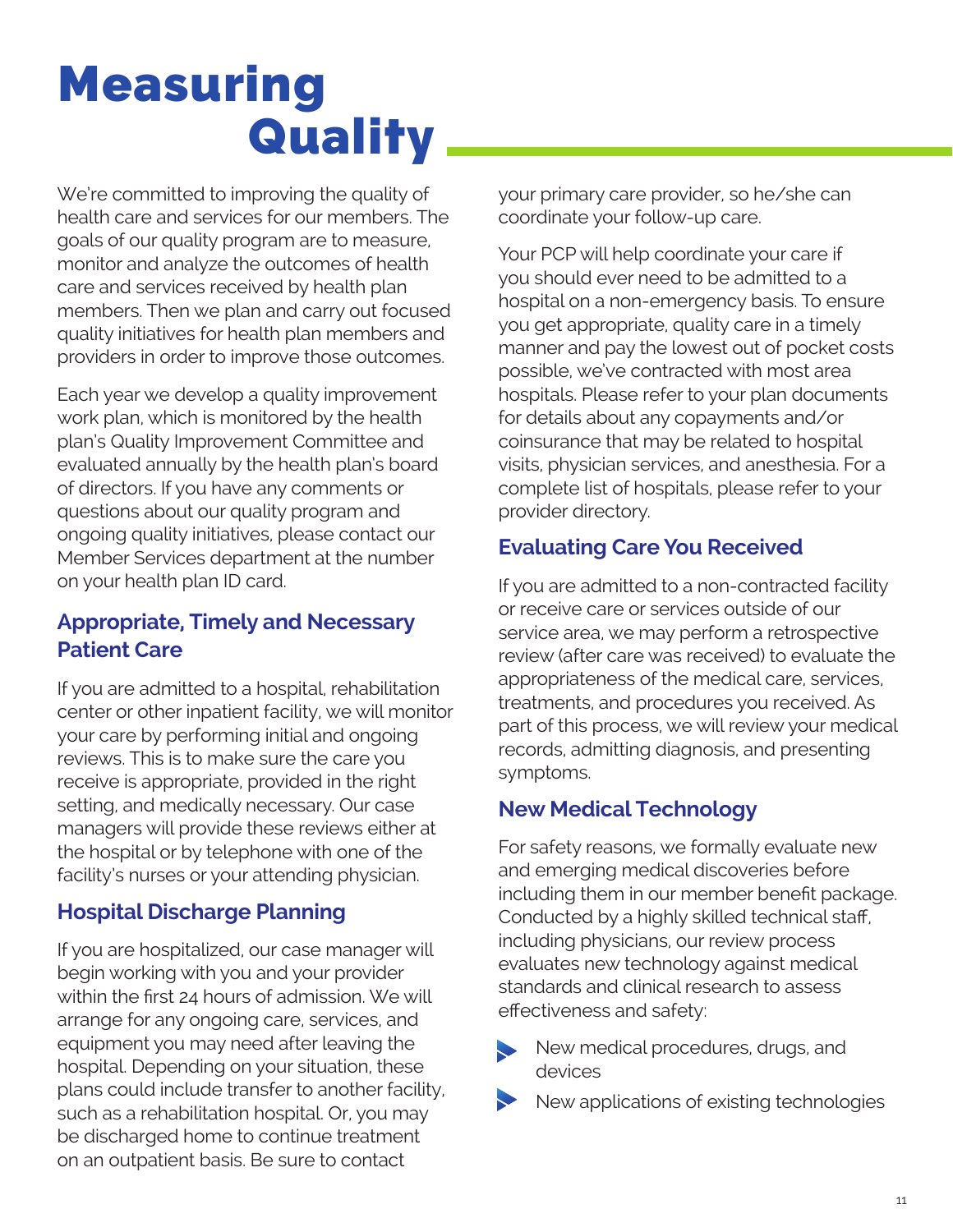# Measuring Quality

We're committed to improving the quality of health care and services for our members. The goals of our quality program are to measure, monitor and analyze the outcomes of health care and services received by health plan members. Then we plan and carry out focused quality initiatives for health plan members and providers in order to improve those outcomes.

Each year we develop a quality improvement work plan, which is monitored by the health plan's Quality Improvement Committee and evaluated annually by the health plan's board of directors. If you have any comments or questions about our quality program and ongoing quality initiatives, please contact our Member Services department at the number on your health plan ID card.

## Appropriate, Timely and Necessary Patient Care

If you are admitted to a hospital, rehabilitation center or other inpatient facility, we will monitor your care by performing initial and ongoing reviews. This is to make sure the care you receive is appropriate, provided in the right setting, and medically necessary. Our case managers will provide these reviews either at the hospital or by telephone with one of the facility's nurses or your attending physician.

## Hospital Discharge Planning

If you are hospitalized, our case manager will begin working with you and your provider within the first 24 hours of admission. We will arrange for any ongoing care, services, and equipment you may need after leaving the hospital. Depending on your situation, these plans could include transfer to another facility, such as a rehabilitation hospital. Or, you may be discharged home to continue treatment on an outpatient basis. Be sure to contact your primary care provider, so he/she can coordinate your follow-up care.

Your PCP will help coordinate your care if you should ever need to be admitted to a hospital on a non-emergency basis. To ensure you get appropriate, quality care in a timely manner and pay the lowest out of pocket costs possible, we've contracted with most area hospitals. Please refer to your plan documents for details about any copayments and/or coinsurance that may be related to hospital visits, physician services, and anesthesia. For a complete list of hospitals, please refer to your provider directory.

## Evaluating Care You Received

If you are admitted to a non-contracted facility or receive care or services outside of our service area, we may perform a retrospective review (after care was received) to evaluate the appropriateness of the medical care, services, treatments, and procedures you received. As part of this process, we will review your medical records, admitting diagnosis, and presenting symptoms.

## New Medical Technology

For safety reasons, we formally evaluate new and emerging medical discoveries before including them in our member benefit package. Conducted by a highly skilled technical staff, including physicians, our review process evaluates new technology against medical standards and clinical research to assess effectiveness and safety:

- New medical procedures, drugs, and devices
- New applications of existing technologies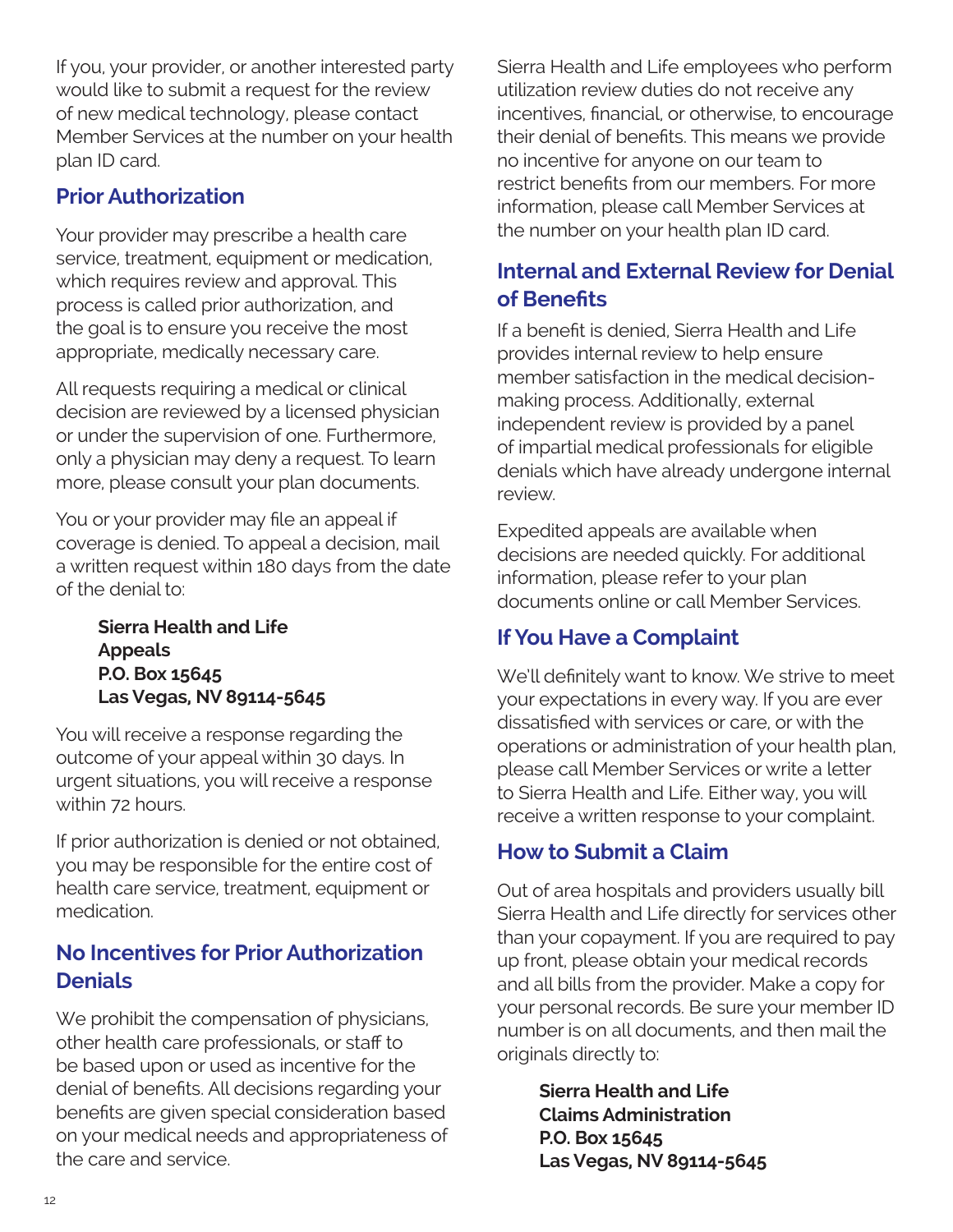If you, your provider, or another interested party would like to submit a request for the review of new medical technology, please contact Member Services at the number on your health plan ID card.

## Prior Authorization

Your provider may prescribe a health care service, treatment, equipment or medication, which requires review and approval. This process is called prior authorization, and the goal is to ensure you receive the most appropriate, medically necessary care.

All requests requiring a medical or clinical decision are reviewed by a licensed physician or under the supervision of one. Furthermore, only a physician may deny a request. To learn more, please consult your plan documents.

You or your provider may file an appeal if coverage is denied. To appeal a decision, mail a written request within 180 days from the date of the denial to:

**Sierra Health and Life**
**Appeals**
**P.O. Box 15645**
**Las Vegas, NV 89114-5645**

You will receive a response regarding the outcome of your appeal within 30 days. In urgent situations, you will receive a response within 72 hours.

If prior authorization is denied or not obtained, you may be responsible for the entire cost of health care service, treatment, equipment or medication.

## No Incentives for Prior Authorization Denials

We prohibit the compensation of physicians, other health care professionals, or staff to be based upon or used as incentive for the denial of benefits. All decisions regarding your benefits are given special consideration based on your medical needs and appropriateness of the care and service.

Sierra Health and Life employees who perform utilization review duties do not receive any incentives, financial, or otherwise, to encourage their denial of benefits. This means we provide no incentive for anyone on our team to restrict benefits from our members. For more information, please call Member Services at the number on your health plan ID card.

## Internal and External Review for Denial of Benefits

If a benefit is denied, Sierra Health and Life provides internal review to help ensure member satisfaction in the medical decision-making process. Additionally, external independent review is provided by a panel of impartial medical professionals for eligible denials which have already undergone internal review.

Expedited appeals are available when decisions are needed quickly. For additional information, please refer to your plan documents online or call Member Services.

## If You Have a Complaint

We'll definitely want to know. We strive to meet your expectations in every way. If you are ever dissatisfied with services or care, or with the operations or administration of your health plan, please call Member Services or write a letter to Sierra Health and Life. Either way, you will receive a written response to your complaint.

## How to Submit a Claim

Out of area hospitals and providers usually bill Sierra Health and Life directly for services other than your copayment. If you are required to pay up front, please obtain your medical records and all bills from the provider. Make a copy for your personal records. Be sure your member ID number is on all documents, and then mail the originals directly to:

**Sierra Health and Life**
**Claims Administration**
**P.O. Box 15645**
**Las Vegas, NV 89114-5645**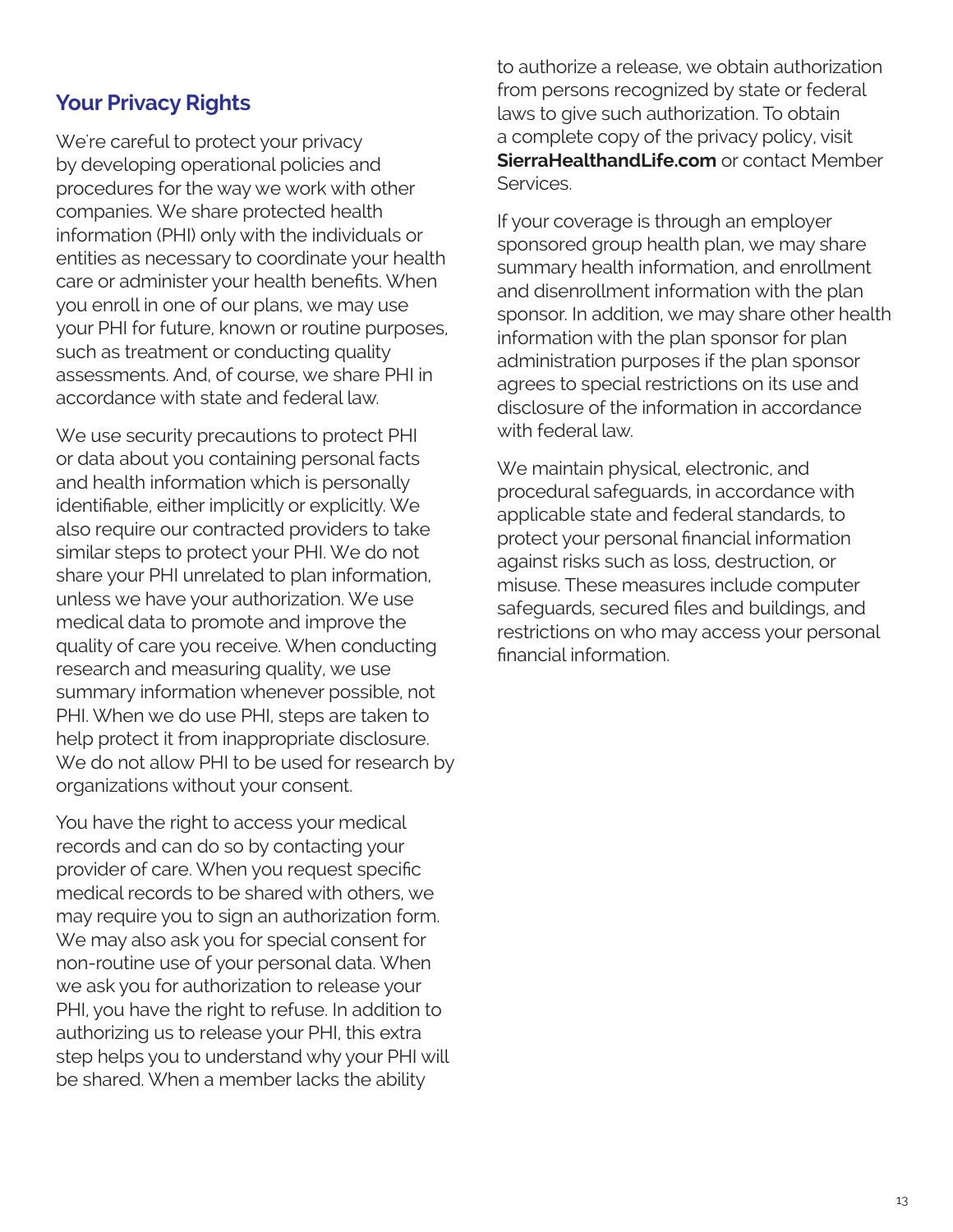## Your Privacy Rights

We're careful to protect your privacy by developing operational policies and procedures for the way we work with other companies. We share protected health information (PHI) only with the individuals or entities as necessary to coordinate your health care or administer your health benefits. When you enroll in one of our plans, we may use your PHI for future, known or routine purposes, such as treatment or conducting quality assessments. And, of course, we share PHI in accordance with state and federal law.

We use security precautions to protect PHI or data about you containing personal facts and health information which is personally identifiable, either implicitly or explicitly. We also require our contracted providers to take similar steps to protect your PHI. We do not share your PHI unrelated to plan information, unless we have your authorization. We use medical data to promote and improve the quality of care you receive. When conducting research and measuring quality, we use summary information whenever possible, not PHI. When we do use PHI, steps are taken to help protect it from inappropriate disclosure. We do not allow PHI to be used for research by organizations without your consent.

You have the right to access your medical records and can do so by contacting your provider of care. When you request specific medical records to be shared with others, we may require you to sign an authorization form. We may also ask you for special consent for non-routine use of your personal data. When we ask you for authorization to release your PHI, you have the right to refuse. In addition to authorizing us to release your PHI, this extra step helps you to understand why your PHI will be shared. When a member lacks the ability to authorize a release, we obtain authorization from persons recognized by state or federal laws to give such authorization. To obtain a complete copy of the privacy policy, visit **SierraHealthandLife.com** or contact Member Services.

If your coverage is through an employer sponsored group health plan, we may share summary health information, and enrollment and disenrollment information with the plan sponsor. In addition, we may share other health information with the plan sponsor for plan administration purposes if the plan sponsor agrees to special restrictions on its use and disclosure of the information in accordance with federal law.

We maintain physical, electronic, and procedural safeguards, in accordance with applicable state and federal standards, to protect your personal financial information against risks such as loss, destruction, or misuse. These measures include computer safeguards, secured files and buildings, and restrictions on who may access your personal financial information.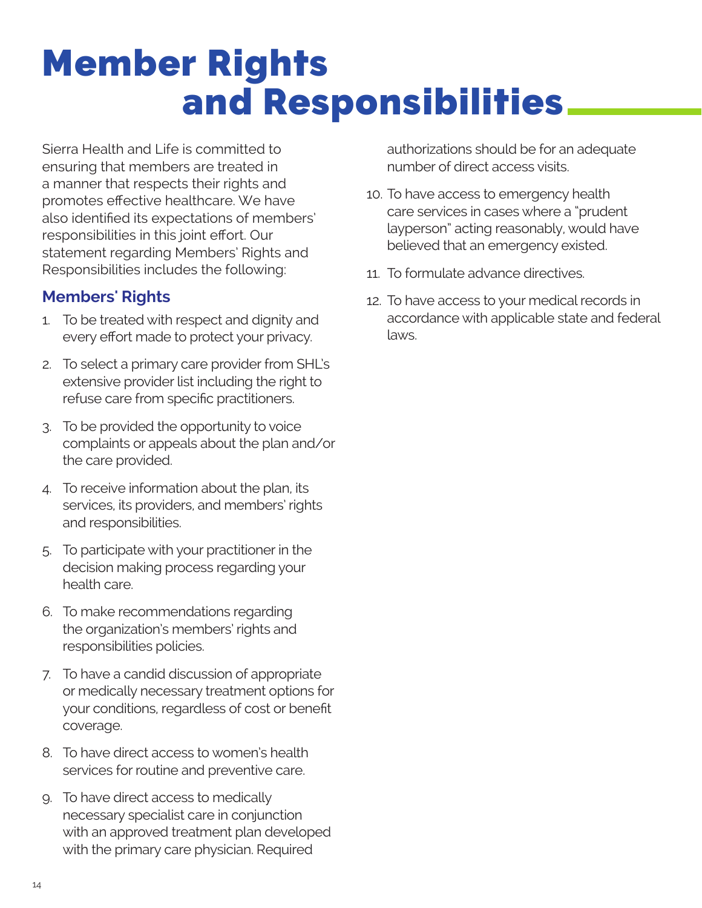# Member Rights and Responsibilities

Sierra Health and Life is committed to ensuring that members are treated in a manner that respects their rights and promotes effective healthcare. We have also identified its expectations of members' responsibilities in this joint effort. Our statement regarding Members' Rights and Responsibilities includes the following:

## Members' Rights

1. To be treated with respect and dignity and every effort made to protect your privacy.
2. To select a primary care provider from SHL's extensive provider list including the right to refuse care from specific practitioners.
3. To be provided the opportunity to voice complaints or appeals about the plan and/or the care provided.
4. To receive information about the plan, its services, its providers, and members' rights and responsibilities.
5. To participate with your practitioner in the decision making process regarding your health care.
6. To make recommendations regarding the organization's members' rights and responsibilities policies.
7. To have a candid discussion of appropriate or medically necessary treatment options for your conditions, regardless of cost or benefit coverage.
8. To have direct access to women's health services for routine and preventive care.
9. To have direct access to medically necessary specialist care in conjunction with an approved treatment plan developed with the primary care physician. Required authorizations should be for an adequate number of direct access visits.
10. To have access to emergency health care services in cases where a "prudent layperson" acting reasonably, would have believed that an emergency existed.
11. To formulate advance directives.
12. To have access to your medical records in accordance with applicable state and federal laws.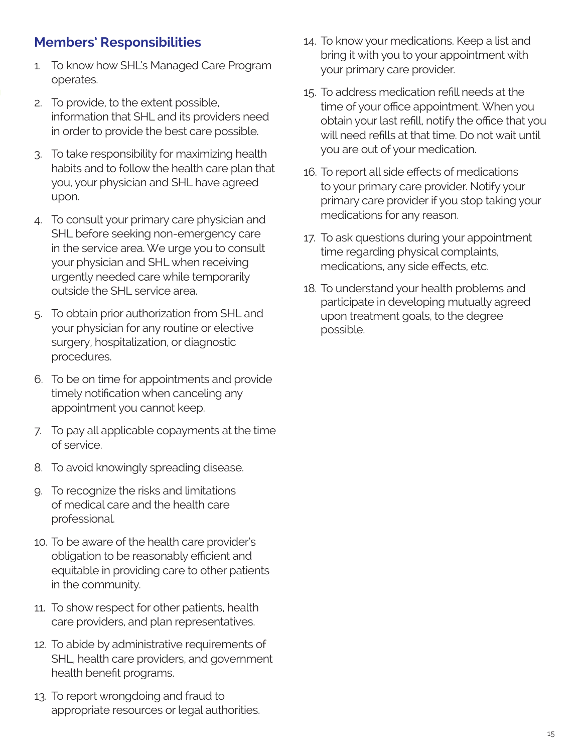## Members' Responsibilities

1. To know how SHL's Managed Care Program operates.
2. To provide, to the extent possible, information that SHL and its providers need in order to provide the best care possible.
3. To take responsibility for maximizing health habits and to follow the health care plan that you, your physician and SHL have agreed upon.
4. To consult your primary care physician and SHL before seeking non-emergency care in the service area. We urge you to consult your physician and SHL when receiving urgently needed care while temporarily outside the SHL service area.
5. To obtain prior authorization from SHL and your physician for any routine or elective surgery, hospitalization, or diagnostic procedures.
6. To be on time for appointments and provide timely notification when canceling any appointment you cannot keep.
7. To pay all applicable copayments at the time of service.
8. To avoid knowingly spreading disease.
9. To recognize the risks and limitations of medical care and the health care professional.
10. To be aware of the health care provider's obligation to be reasonably efficient and equitable in providing care to other patients in the community.
11. To show respect for other patients, health care providers, and plan representatives.
12. To abide by administrative requirements of SHL, health care providers, and government health benefit programs.
13. To report wrongdoing and fraud to appropriate resources or legal authorities.
14. To know your medications. Keep a list and bring it with you to your appointment with your primary care provider.
15. To address medication refill needs at the time of your office appointment. When you obtain your last refill, notify the office that you will need refills at that time. Do not wait until you are out of your medication.
16. To report all side effects of medications to your primary care provider. Notify your primary care provider if you stop taking your medications for any reason.
17. To ask questions during your appointment time regarding physical complaints, medications, any side effects, etc.
18. To understand your health problems and participate in developing mutually agreed upon treatment goals, to the degree possible.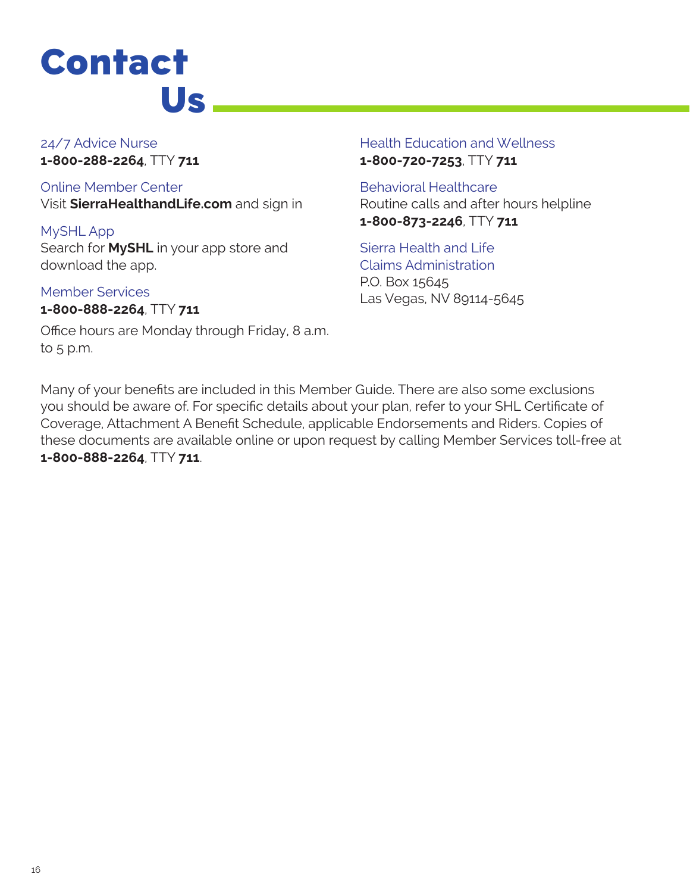# Contact Us

24/7 Advice Nurse
**1-800-288-2264**, TTY **711**

Online Member Center
Visit **SierraHealthandLife.com** and sign in

MySHL App
Search for **MySHL** in your app store and download the app.

Member Services
**1-800-888-2264**, TTY **711**

Office hours are Monday through Friday, 8 a.m. to 5 p.m.

Health Education and Wellness
**1-800-720-7253**, TTY **711**

Behavioral Healthcare
Routine calls and after hours helpline
**1-800-873-2246**, TTY **711**

Sierra Health and Life
Claims Administration
P.O. Box 15645
Las Vegas, NV 89114-5645

Many of your benefits are included in this Member Guide. There are also some exclusions you should be aware of. For specific details about your plan, refer to your SHL Certificate of Coverage, Attachment A Benefit Schedule, applicable Endorsements and Riders. Copies of these documents are available online or upon request by calling Member Services toll-free at **1-800-888-2264**, TTY **711**.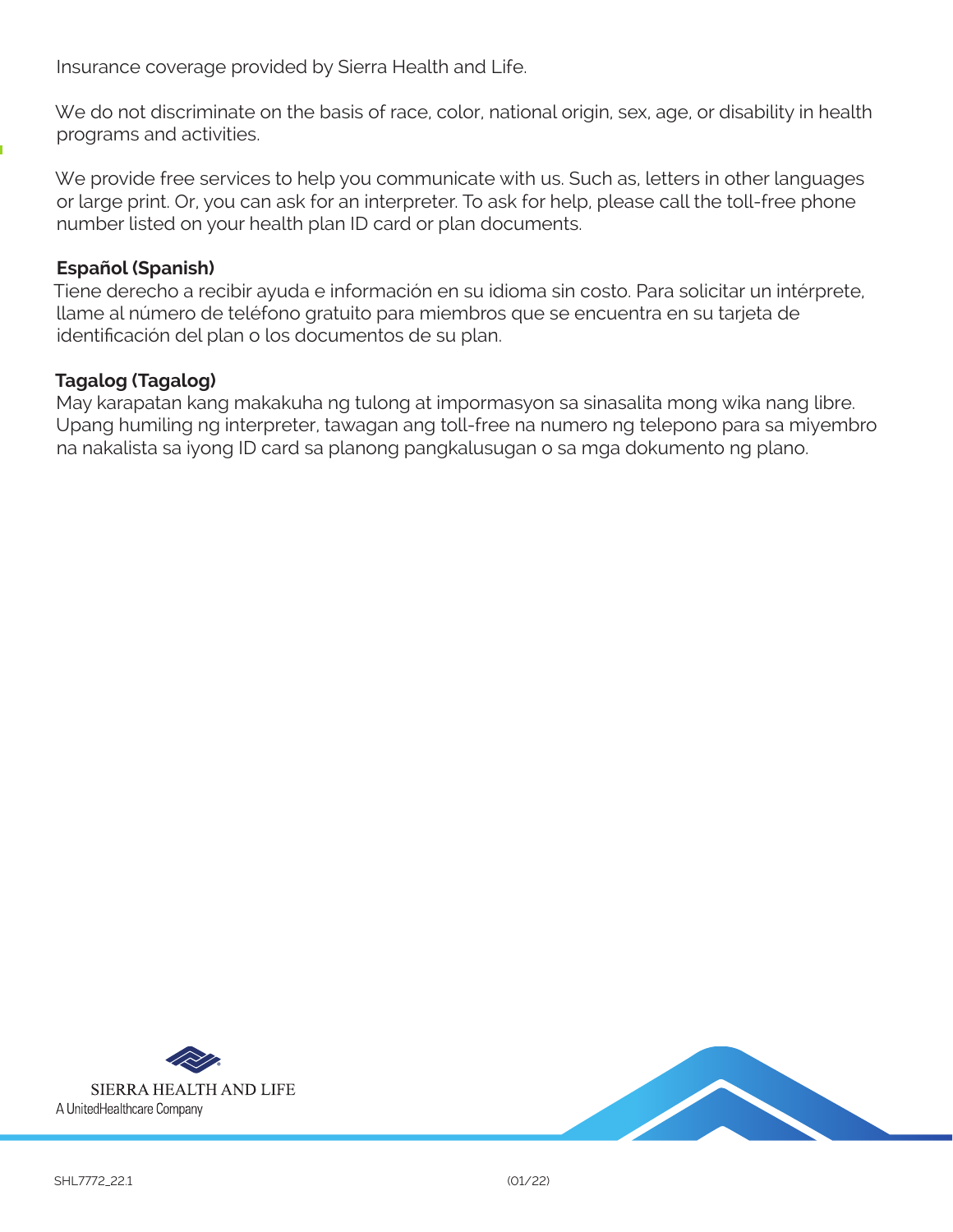Insurance coverage provided by Sierra Health and Life.

We do not discriminate on the basis of race, color, national origin, sex, age, or disability in health programs and activities.

We provide free services to help you communicate with us. Such as, letters in other languages or large print. Or, you can ask for an interpreter. To ask for help, please call the toll-free phone number listed on your health plan ID card or plan documents.

**Español (Spanish)**
Tiene derecho a recibir ayuda e información en su idioma sin costo. Para solicitar un intérprete, llame al número de teléfono gratuito para miembros que se encuentra en su tarjeta de identificación del plan o los documentos de su plan.

**Tagalog (Tagalog)**
May karapatan kang makakuha ng tulong at impormasyon sa sinasalita mong wika nang libre. Upang humiling ng interpreter, tawagan ang toll-free na numero ng telepono para sa miyembro na nakalista sa iyong ID card sa planong pangkalusugan o sa mga dokumento ng plano.

SIERRA HEALTH AND LIFE
A UnitedHealthcare Company

SHL7772_22.1 (01/22)